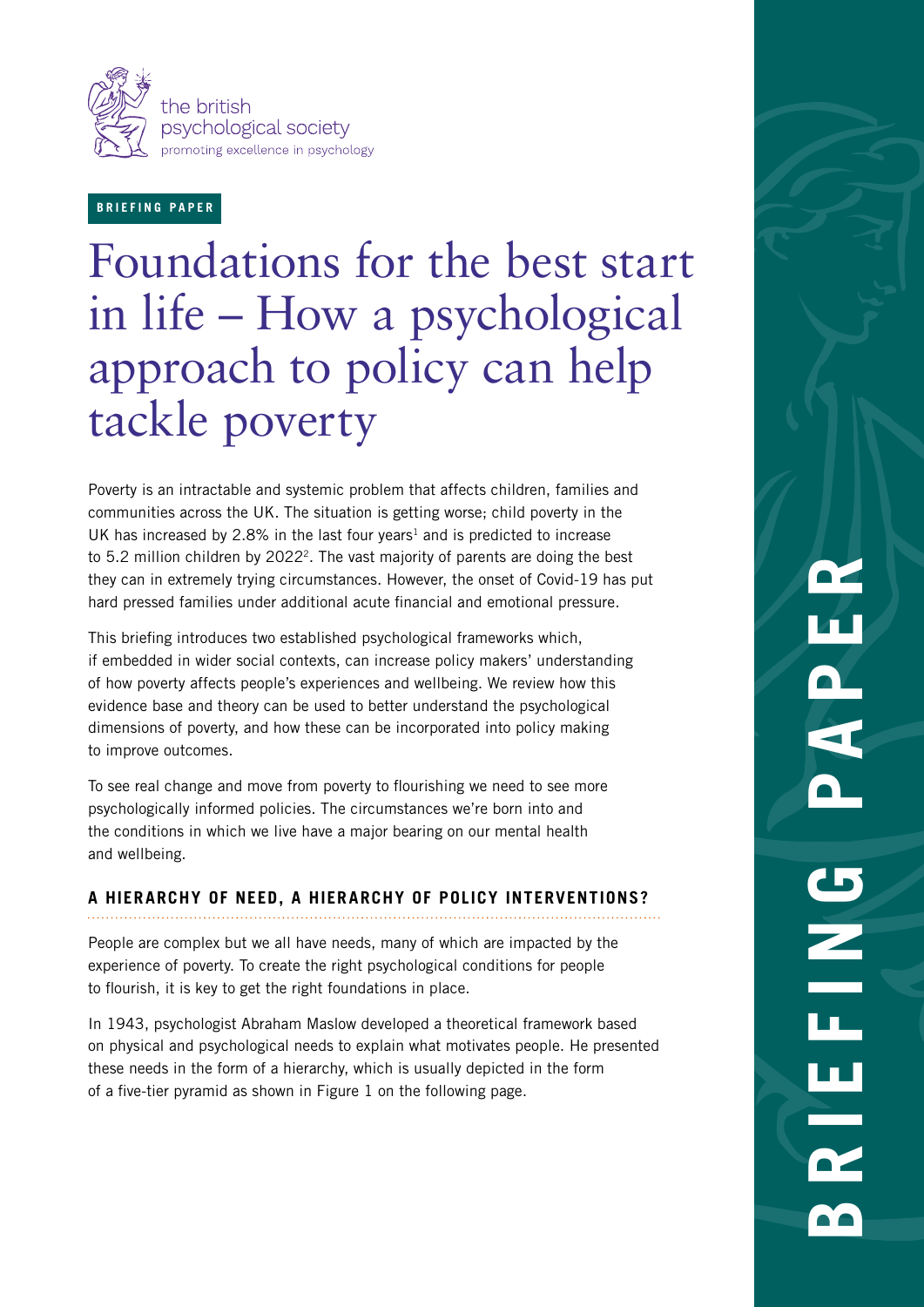the british psychological society
promoting excellence in psychology

**BRIEFING PAPER**

# Foundations for the best start in life – How a psychological approach to policy can help tackle poverty

Poverty is an intractable and systemic problem that affects children, families and communities across the UK. The situation is getting worse; child poverty in the UK has increased by 2.8% in the last four years[1] and is predicted to increase to 5.2 million children by 2022[2]. The vast majority of parents are doing the best they can in extremely trying circumstances. However, the onset of Covid-19 has put hard pressed families under additional acute financial and emotional pressure.

This briefing introduces two established psychological frameworks which, if embedded in wider social contexts, can increase policy makers' understanding of how poverty affects people's experiences and wellbeing. We review how this evidence base and theory can be used to better understand the psychological dimensions of poverty, and how these can be incorporated into policy making to improve outcomes.

To see real change and move from poverty to flourishing we need to see more psychologically informed policies. The circumstances we're born into and the conditions in which we live have a major bearing on our mental health and wellbeing.

## A HIERARCHY OF NEED, A HIERARCHY OF POLICY INTERVENTIONS?

People are complex but we all have needs, many of which are impacted by the experience of poverty. To create the right psychological conditions for people to flourish, it is key to get the right foundations in place.

In 1943, psychologist Abraham Maslow developed a theoretical framework based on physical and psychological needs to explain what motivates people. He presented these needs in the form of a hierarchy, which is usually depicted in the form of a five-tier pyramid as shown in Figure 1 on the following page.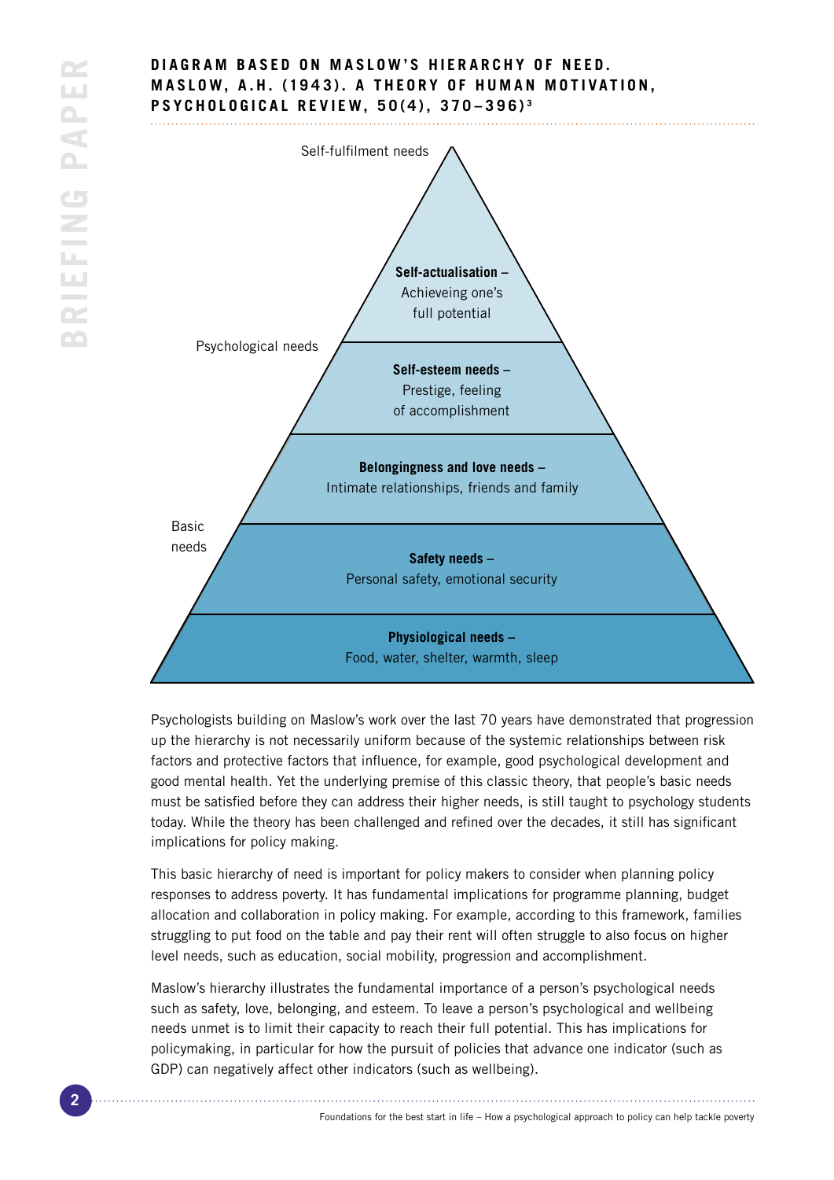**DIAGRAM BASED ON MASLOW'S HIERARCHY OF NEED. MASLOW, A.H. (1943). A THEORY OF HUMAN MOTIVATION, PSYCHOLOGICAL REVIEW, 50(4), 370–396)[3]**

Self-fulfilment needs

**Self-actualisation –** Achieveing one's full potential

Psychological needs

**Self-esteem needs –** Prestige, feeling of accomplishment

**Belongingness and love needs –** Intimate relationships, friends and family

Basic needs

**Safety needs –** Personal safety, emotional security

**Physiological needs –** Food, water, shelter, warmth, sleep

Psychologists building on Maslow's work over the last 70 years have demonstrated that progression up the hierarchy is not necessarily uniform because of the systemic relationships between risk factors and protective factors that influence, for example, good psychological development and good mental health. Yet the underlying premise of this classic theory, that people's basic needs must be satisfied before they can address their higher needs, is still taught to psychology students today. While the theory has been challenged and refined over the decades, it still has significant implications for policy making.

This basic hierarchy of need is important for policy makers to consider when planning policy responses to address poverty. It has fundamental implications for programme planning, budget allocation and collaboration in policy making. For example, according to this framework, families struggling to put food on the table and pay their rent will often struggle to also focus on higher level needs, such as education, social mobility, progression and accomplishment.

Maslow's hierarchy illustrates the fundamental importance of a person's psychological needs such as safety, love, belonging, and esteem. To leave a person's psychological and wellbeing needs unmet is to limit their capacity to reach their full potential. This has implications for policymaking, in particular for how the pursuit of policies that advance one indicator (such as GDP) can negatively affect other indicators (such as wellbeing).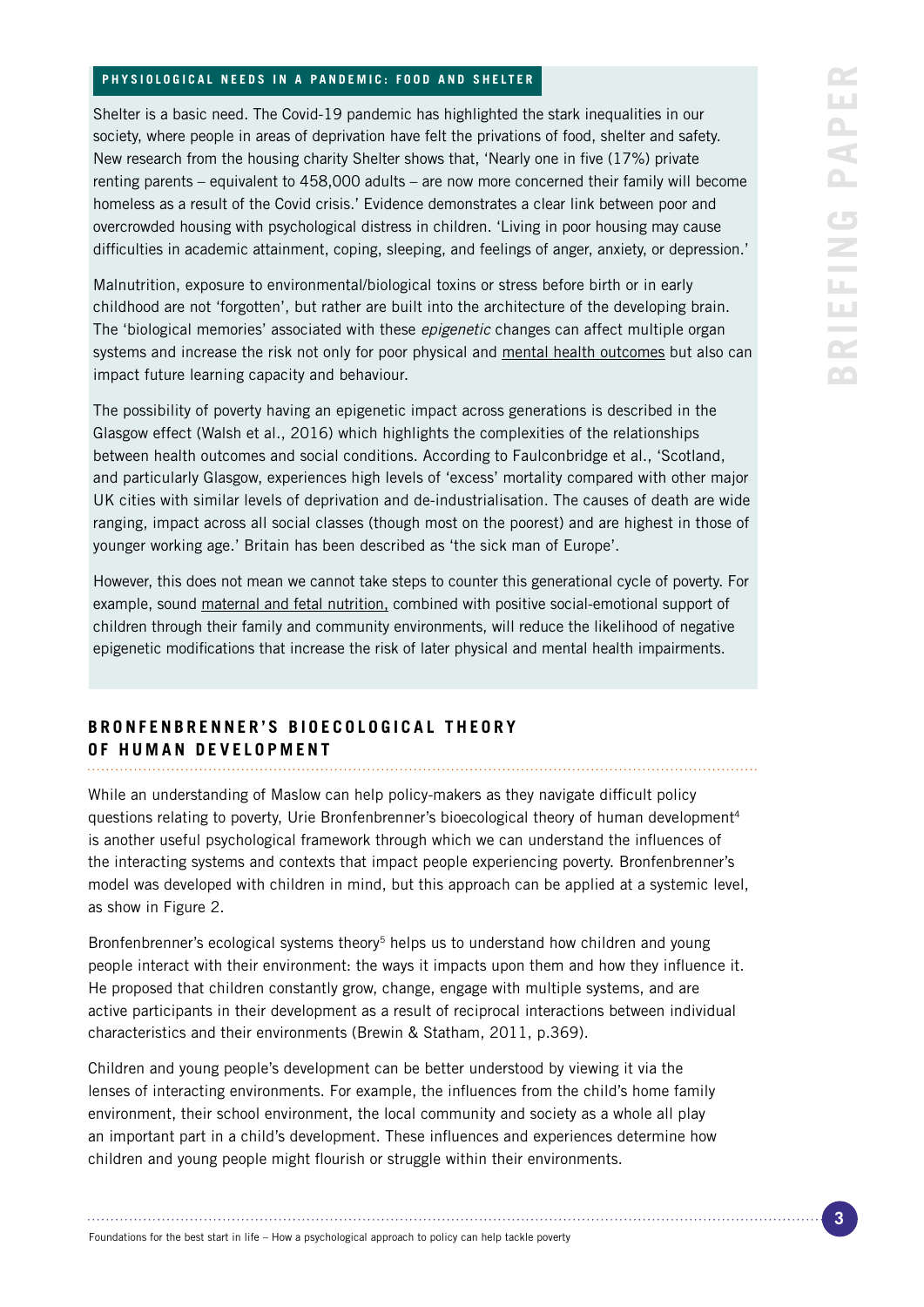#### PHYSIOLOGICAL NEEDS IN A PANDEMIC: FOOD AND SHELTER

Shelter is a basic need. The Covid-19 pandemic has highlighted the stark inequalities in our society, where people in areas of deprivation have felt the privations of food, shelter and safety. New research from the housing charity Shelter shows that, 'Nearly one in five (17%) private renting parents – equivalent to 458,000 adults – are now more concerned their family will become homeless as a result of the Covid crisis.' Evidence demonstrates a clear link between poor and overcrowded housing with psychological distress in children. 'Living in poor housing may cause difficulties in academic attainment, coping, sleeping, and feelings of anger, anxiety, or depression.'

Malnutrition, exposure to environmental/biological toxins or stress before birth or in early childhood are not 'forgotten', but rather are built into the architecture of the developing brain. The 'biological memories' associated with these *epigenetic* changes can affect multiple organ systems and increase the risk not only for poor physical and mental health outcomes but also can impact future learning capacity and behaviour.

The possibility of poverty having an epigenetic impact across generations is described in the Glasgow effect (Walsh et al., 2016) which highlights the complexities of the relationships between health outcomes and social conditions. According to Faulconbridge et al., 'Scotland, and particularly Glasgow, experiences high levels of 'excess' mortality compared with other major UK cities with similar levels of deprivation and de-industrialisation. The causes of death are wide ranging, impact across all social classes (though most on the poorest) and are highest in those of younger working age.' Britain has been described as 'the sick man of Europe'.

However, this does not mean we cannot take steps to counter this generational cycle of poverty. For example, sound maternal and fetal nutrition, combined with positive social-emotional support of children through their family and community environments, will reduce the likelihood of negative epigenetic modifications that increase the risk of later physical and mental health impairments.

## BRONFENBRENNER'S BIOECOLOGICAL THEORY OF HUMAN DEVELOPMENT

While an understanding of Maslow can help policy-makers as they navigate difficult policy questions relating to poverty, Urie Bronfenbrenner's bioecological theory of human development[4] is another useful psychological framework through which we can understand the influences of the interacting systems and contexts that impact people experiencing poverty. Bronfenbrenner's model was developed with children in mind, but this approach can be applied at a systemic level, as show in Figure 2.

Bronfenbrenner's ecological systems theory[5] helps us to understand how children and young people interact with their environment: the ways it impacts upon them and how they influence it. He proposed that children constantly grow, change, engage with multiple systems, and are active participants in their development as a result of reciprocal interactions between individual characteristics and their environments (Brewin & Statham, 2011, p.369).

Children and young people's development can be better understood by viewing it via the lenses of interacting environments. For example, the influences from the child's home family environment, their school environment, the local community and society as a whole all play an important part in a child's development. These influences and experiences determine how children and young people might flourish or struggle within their environments.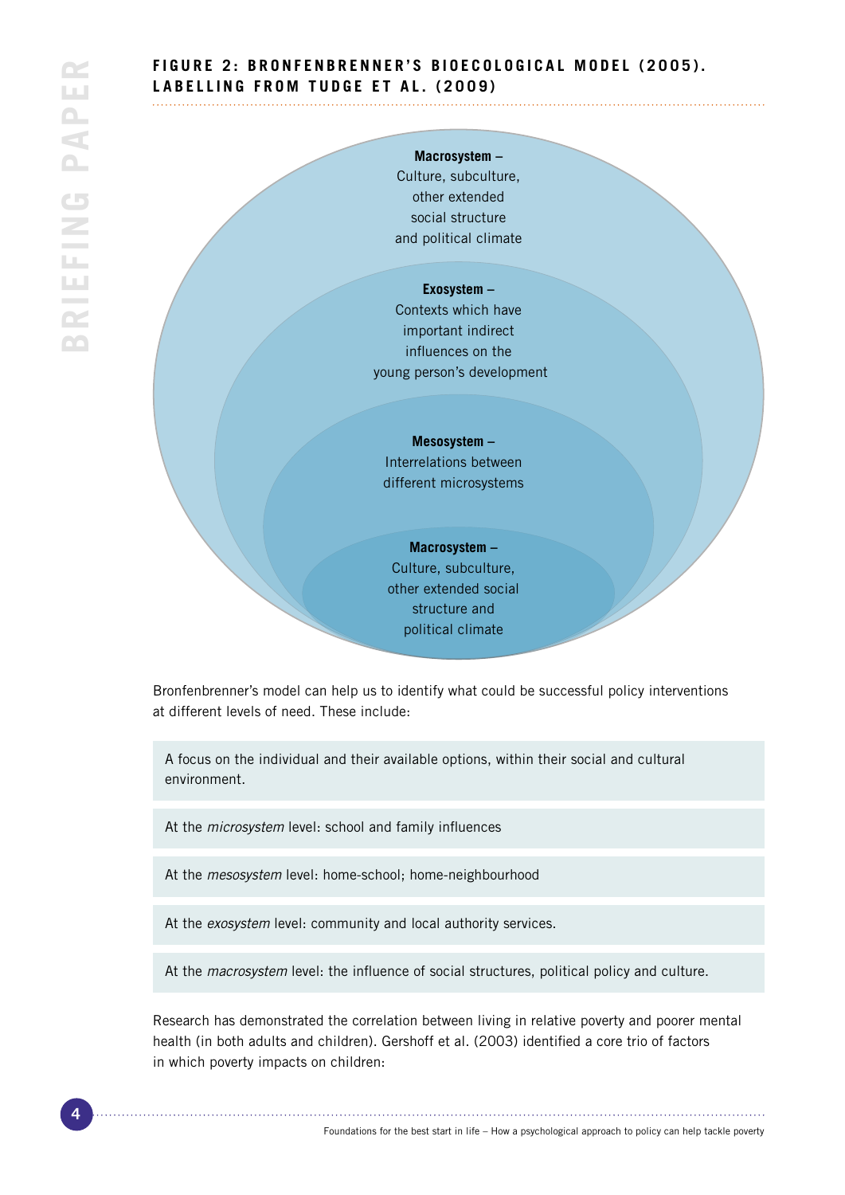**FIGURE 2: BRONFENBRENNER'S BIOECOLOGICAL MODEL (2005). LABELLING FROM TUDGE ET AL. (2009)**

**Macrosystem –** Culture, subculture, other extended social structure and political climate

**Exosystem –** Contexts which have important indirect influences on the young person's development

**Mesosystem –** Interrelations between different microsystems

**Macrosystem –** Culture, subculture, other extended social structure and political climate

Bronfenbrenner's model can help us to identify what could be successful policy interventions at different levels of need. These include:

A focus on the individual and their available options, within their social and cultural environment.

At the *microsystem* level: school and family influences

At the *mesosystem* level: home-school; home-neighbourhood

At the *exosystem* level: community and local authority services.

At the *macrosystem* level: the influence of social structures, political policy and culture.

Research has demonstrated the correlation between living in relative poverty and poorer mental health (in both adults and children). Gershoff et al. (2003) identified a core trio of factors in which poverty impacts on children: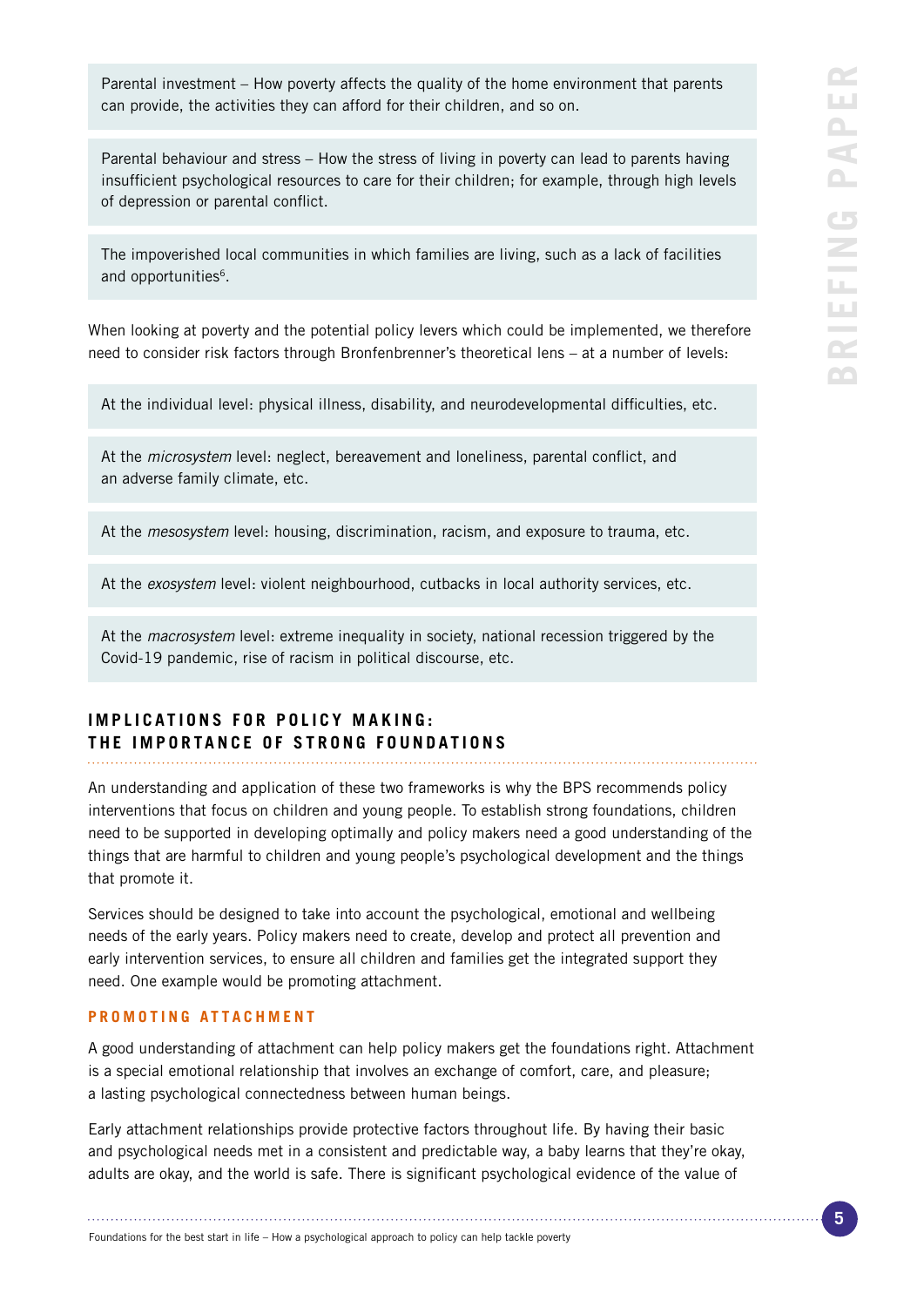Parental investment – How poverty affects the quality of the home environment that parents can provide, the activities they can afford for their children, and so on.

Parental behaviour and stress – How the stress of living in poverty can lead to parents having insufficient psychological resources to care for their children; for example, through high levels of depression or parental conflict.

The impoverished local communities in which families are living, such as a lack of facilities and opportunities[6].

When looking at poverty and the potential policy levers which could be implemented, we therefore need to consider risk factors through Bronfenbrenner's theoretical lens – at a number of levels:

At the individual level: physical illness, disability, and neurodevelopmental difficulties, etc.

At the *microsystem* level: neglect, bereavement and loneliness, parental conflict, and an adverse family climate, etc.

At the *mesosystem* level: housing, discrimination, racism, and exposure to trauma, etc.

At the *exosystem* level: violent neighbourhood, cutbacks in local authority services, etc.

At the *macrosystem* level: extreme inequality in society, national recession triggered by the Covid-19 pandemic, rise of racism in political discourse, etc.

## IMPLICATIONS FOR POLICY MAKING: THE IMPORTANCE OF STRONG FOUNDATIONS

An understanding and application of these two frameworks is why the BPS recommends policy interventions that focus on children and young people. To establish strong foundations, children need to be supported in developing optimally and policy makers need a good understanding of the things that are harmful to children and young people's psychological development and the things that promote it.

Services should be designed to take into account the psychological, emotional and wellbeing needs of the early years. Policy makers need to create, develop and protect all prevention and early intervention services, to ensure all children and families get the integrated support they need. One example would be promoting attachment.

### PROMOTING ATTACHMENT

A good understanding of attachment can help policy makers get the foundations right. Attachment is a special emotional relationship that involves an exchange of comfort, care, and pleasure; a lasting psychological connectedness between human beings.

Early attachment relationships provide protective factors throughout life. By having their basic and psychological needs met in a consistent and predictable way, a baby learns that they're okay, adults are okay, and the world is safe. There is significant psychological evidence of the value of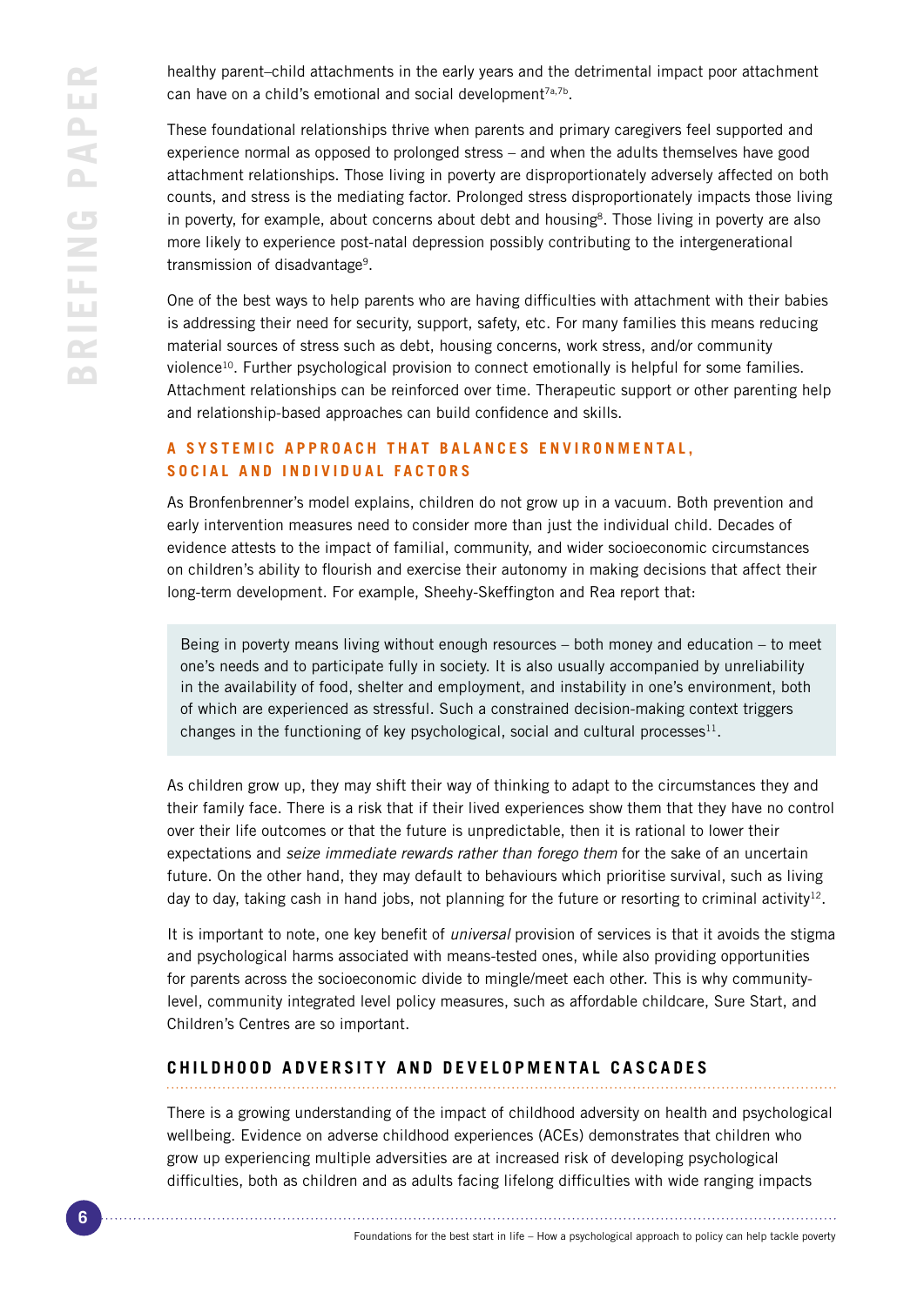healthy parent–child attachments in the early years and the detrimental impact poor attachment can have on a child's emotional and social development[7a,7b].

These foundational relationships thrive when parents and primary caregivers feel supported and experience normal as opposed to prolonged stress – and when the adults themselves have good attachment relationships. Those living in poverty are disproportionately adversely affected on both counts, and stress is the mediating factor. Prolonged stress disproportionately impacts those living in poverty, for example, about concerns about debt and housing[8]. Those living in poverty are also more likely to experience post-natal depression possibly contributing to the intergenerational transmission of disadvantage[9].

One of the best ways to help parents who are having difficulties with attachment with their babies is addressing their need for security, support, safety, etc. For many families this means reducing material sources of stress such as debt, housing concerns, work stress, and/or community violence[10]. Further psychological provision to connect emotionally is helpful for some families. Attachment relationships can be reinforced over time. Therapeutic support or other parenting help and relationship-based approaches can build confidence and skills.

### A SYSTEMIC APPROACH THAT BALANCES ENVIRONMENTAL, SOCIAL AND INDIVIDUAL FACTORS

As Bronfenbrenner's model explains, children do not grow up in a vacuum. Both prevention and early intervention measures need to consider more than just the individual child. Decades of evidence attests to the impact of familial, community, and wider socioeconomic circumstances on children's ability to flourish and exercise their autonomy in making decisions that affect their long-term development. For example, Sheehy-Skeffington and Rea report that:

> Being in poverty means living without enough resources – both money and education – to meet one's needs and to participate fully in society. It is also usually accompanied by unreliability in the availability of food, shelter and employment, and instability in one's environment, both of which are experienced as stressful. Such a constrained decision-making context triggers changes in the functioning of key psychological, social and cultural processes[11].

As children grow up, they may shift their way of thinking to adapt to the circumstances they and their family face. There is a risk that if their lived experiences show them that they have no control over their life outcomes or that the future is unpredictable, then it is rational to lower their expectations and *seize immediate rewards rather than forego them* for the sake of an uncertain future. On the other hand, they may default to behaviours which prioritise survival, such as living day to day, taking cash in hand jobs, not planning for the future or resorting to criminal activity[12].

It is important to note, one key benefit of *universal* provision of services is that it avoids the stigma and psychological harms associated with means-tested ones, while also providing opportunities for parents across the socioeconomic divide to mingle/meet each other. This is why community-level, community integrated level policy measures, such as affordable childcare, Sure Start, and Children's Centres are so important.

## CHILDHOOD ADVERSITY AND DEVELOPMENTAL CASCADES

There is a growing understanding of the impact of childhood adversity on health and psychological wellbeing. Evidence on adverse childhood experiences (ACEs) demonstrates that children who grow up experiencing multiple adversities are at increased risk of developing psychological difficulties, both as children and as adults facing lifelong difficulties with wide ranging impacts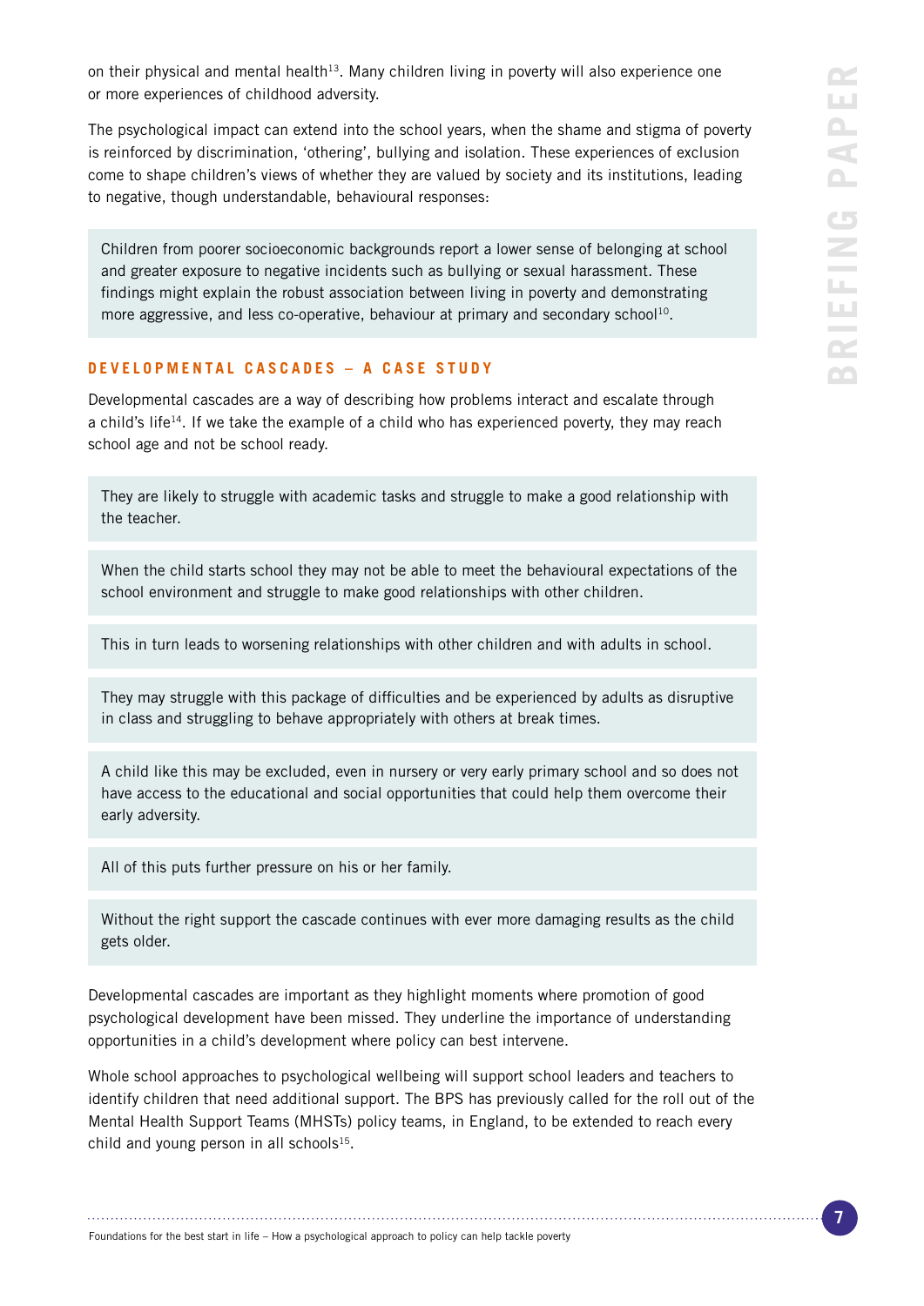on their physical and mental health[13]. Many children living in poverty will also experience one or more experiences of childhood adversity.

The psychological impact can extend into the school years, when the shame and stigma of poverty is reinforced by discrimination, 'othering', bullying and isolation. These experiences of exclusion come to shape children's views of whether they are valued by society and its institutions, leading to negative, though understandable, behavioural responses:

> Children from poorer socioeconomic backgrounds report a lower sense of belonging at school and greater exposure to negative incidents such as bullying or sexual harassment. These findings might explain the robust association between living in poverty and demonstrating more aggressive, and less co-operative, behaviour at primary and secondary school[10].

## DEVELOPMENTAL CASCADES – A CASE STUDY

Developmental cascades are a way of describing how problems interact and escalate through a child's life[14]. If we take the example of a child who has experienced poverty, they may reach school age and not be school ready.

> They are likely to struggle with academic tasks and struggle to make a good relationship with the teacher.

> When the child starts school they may not be able to meet the behavioural expectations of the school environment and struggle to make good relationships with other children.

> This in turn leads to worsening relationships with other children and with adults in school.

> They may struggle with this package of difficulties and be experienced by adults as disruptive in class and struggling to behave appropriately with others at break times.

> A child like this may be excluded, even in nursery or very early primary school and so does not have access to the educational and social opportunities that could help them overcome their early adversity.

> All of this puts further pressure on his or her family.

> Without the right support the cascade continues with ever more damaging results as the child gets older.

Developmental cascades are important as they highlight moments where promotion of good psychological development have been missed. They underline the importance of understanding opportunities in a child's development where policy can best intervene.

Whole school approaches to psychological wellbeing will support school leaders and teachers to identify children that need additional support. The BPS has previously called for the roll out of the Mental Health Support Teams (MHSTs) policy teams, in England, to be extended to reach every child and young person in all schools[15].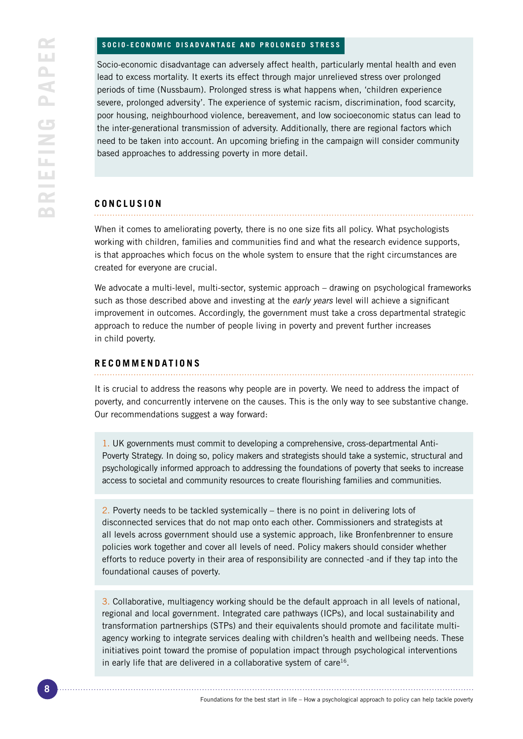### SOCIO-ECONOMIC DISADVANTAGE AND PROLONGED STRESS

Socio-economic disadvantage can adversely affect health, particularly mental health and even lead to excess mortality. It exerts its effect through major unrelieved stress over prolonged periods of time (Nussbaum). Prolonged stress is what happens when, 'children experience severe, prolonged adversity'. The experience of systemic racism, discrimination, food scarcity, poor housing, neighbourhood violence, bereavement, and low socioeconomic status can lead to the inter-generational transmission of adversity. Additionally, there are regional factors which need to be taken into account. An upcoming briefing in the campaign will consider community based approaches to addressing poverty in more detail.

## CONCLUSION

When it comes to ameliorating poverty, there is no one size fits all policy. What psychologists working with children, families and communities find and what the research evidence supports, is that approaches which focus on the whole system to ensure that the right circumstances are created for everyone are crucial.

We advocate a multi-level, multi-sector, systemic approach – drawing on psychological frameworks such as those described above and investing at the *early years* level will achieve a significant improvement in outcomes. Accordingly, the government must take a cross departmental strategic approach to reduce the number of people living in poverty and prevent further increases in child poverty.

## RECOMMENDATIONS

It is crucial to address the reasons why people are in poverty. We need to address the impact of poverty, and concurrently intervene on the causes. This is the only way to see substantive change. Our recommendations suggest a way forward:

1. UK governments must commit to developing a comprehensive, cross-departmental Anti-Poverty Strategy. In doing so, policy makers and strategists should take a systemic, structural and psychologically informed approach to addressing the foundations of poverty that seeks to increase access to societal and community resources to create flourishing families and communities.

2. Poverty needs to be tackled systemically – there is no point in delivering lots of disconnected services that do not map onto each other. Commissioners and strategists at all levels across government should use a systemic approach, like Bronfenbrenner to ensure policies work together and cover all levels of need. Policy makers should consider whether efforts to reduce poverty in their area of responsibility are connected -and if they tap into the foundational causes of poverty.

3. Collaborative, multiagency working should be the default approach in all levels of national, regional and local government. Integrated care pathways (ICPs), and local sustainability and transformation partnerships (STPs) and their equivalents should promote and facilitate multi-agency working to integrate services dealing with children's health and wellbeing needs. These initiatives point toward the promise of population impact through psychological interventions in early life that are delivered in a collaborative system of care[16].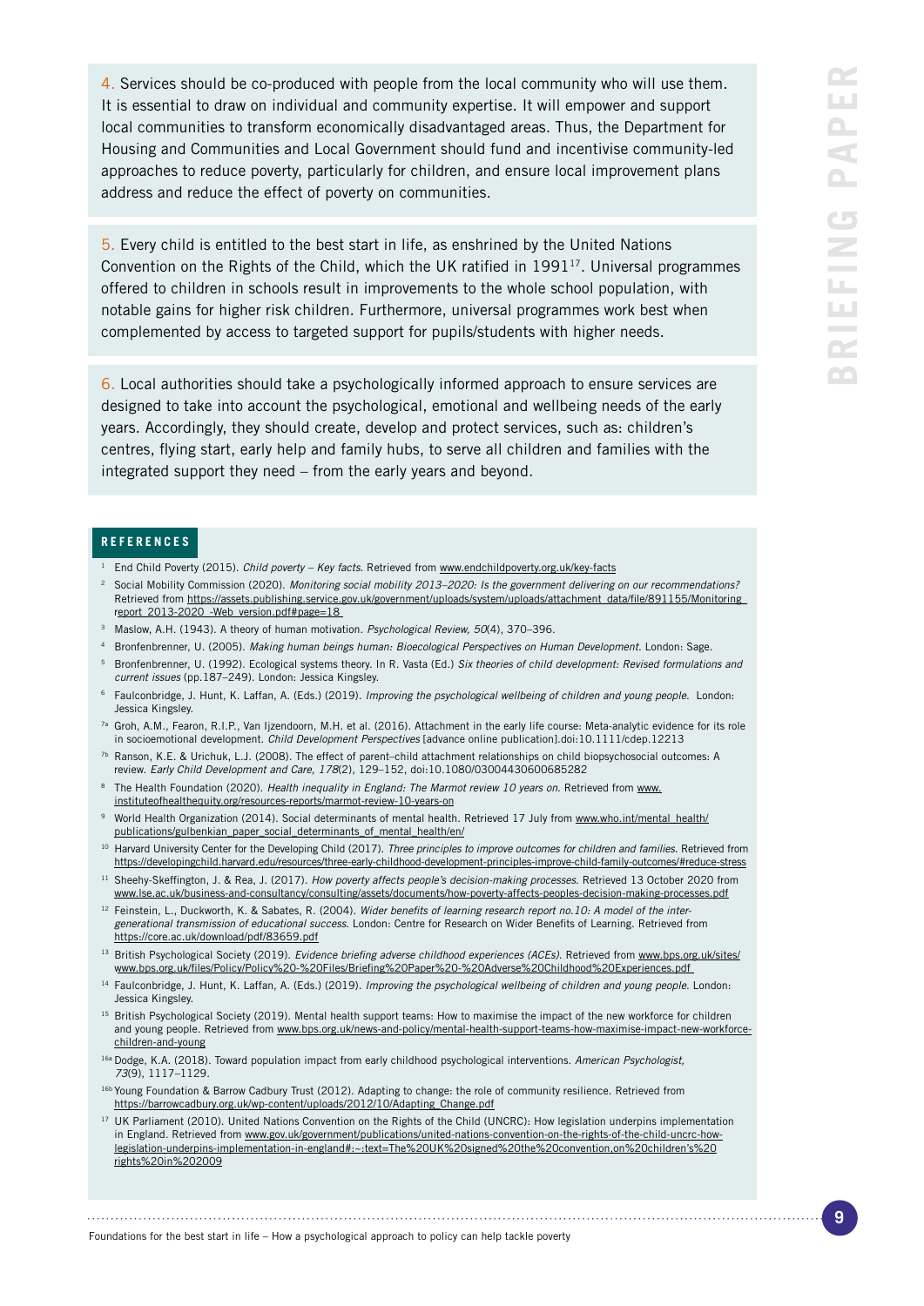4. Services should be co-produced with people from the local community who will use them. It is essential to draw on individual and community expertise. It will empower and support local communities to transform economically disadvantaged areas. Thus, the Department for Housing and Communities and Local Government should fund and incentivise community-led approaches to reduce poverty, particularly for children, and ensure local improvement plans address and reduce the effect of poverty on communities.

5. Every child is entitled to the best start in life, as enshrined by the United Nations Convention on the Rights of the Child, which the UK ratified in 1991[17]. Universal programmes offered to children in schools result in improvements to the whole school population, with notable gains for higher risk children. Furthermore, universal programmes work best when complemented by access to targeted support for pupils/students with higher needs.

6. Local authorities should take a psychologically informed approach to ensure services are designed to take into account the psychological, emotional and wellbeing needs of the early years. Accordingly, they should create, develop and protect services, such as: children's centres, flying start, early help and family hubs, to serve all children and families with the integrated support they need – from the early years and beyond.

## REFERENCES

[1] End Child Poverty (2015). *Child poverty – Key facts*. Retrieved from www.endchildpoverty.org.uk/key-facts

[2] Social Mobility Commission (2020). *Monitoring social mobility 2013–2020: Is the government delivering on our recommendations?* Retrieved from https://assets.publishing.service.gov.uk/government/uploads/system/uploads/attachment_data/file/891155/Monitoring_report_2013-2020_-Web_version.pdf#page=18

[3] Maslow, A.H. (1943). A theory of human motivation. *Psychological Review, 50*(4), 370–396.

[4] Bronfenbrenner, U. (2005). *Making human beings human: Bioecological Perspectives on Human Development.* London: Sage.

[5] Bronfenbrenner, U. (1992). Ecological systems theory. In R. Vasta (Ed.) *Six theories of child development: Revised formulations and current issues* (pp.187–249). London: Jessica Kingsley.

[6] Faulconbridge, J. Hunt, K. Laffan, A. (Eds.) (2019). *Improving the psychological wellbeing of children and young people.* London: Jessica Kingsley.

[7a] Groh, A.M., Fearon, R.I.P., Van Ijzendoorn, M.H. et al. (2016). Attachment in the early life course: Meta-analytic evidence for its role in socioemotional development. *Child Development Perspectives* [advance online publication].doi:10.1111/cdep.12213

[7b] Ranson, K.E. & Urichuk, L.J. (2008). The effect of parent–child attachment relationships on child biopsychosocial outcomes: A review. *Early Child Development and Care, 178*(2), 129–152, doi:10.1080/03004430600685282

[8] The Health Foundation (2020). *Health inequality in England: The Marmot review 10 years on.* Retrieved from www.instituteofhealthequity.org/resources-reports/marmot-review-10-years-on

[9] World Health Organization (2014). Social determinants of mental health. Retrieved 17 July from www.who.int/mental_health/publications/gulbenkian_paper_social_determinants_of_mental_health/en/

[10] Harvard University Center for the Developing Child (2017). *Three principles to improve outcomes for children and families.* Retrieved from https://developingchild.harvard.edu/resources/three-early-childhood-development-principles-improve-child-family-outcomes/#reduce-stress

[11] Sheehy-Skeffington, J. & Rea, J. (2017). *How poverty affects people's decision-making processes.* Retrieved 13 October 2020 from www.lse.ac.uk/business-and-consultancy/consulting/assets/documents/how-poverty-affects-peoples-decision-making-processes.pdf

[12] Feinstein, L., Duckworth, K. & Sabates, R. (2004). *Wider benefits of learning research report no.10: A model of the inter-generational transmission of educational success.* London: Centre for Research on Wider Benefits of Learning. Retrieved from https://core.ac.uk/download/pdf/83659.pdf

[13] British Psychological Society (2019). *Evidence briefing adverse childhood experiences (ACEs).* Retrieved from www.bps.org.uk/sites/www.bps.org.uk/files/Policy/Policy%20-%20Files/Briefing%20Paper%20-%20Adverse%20Childhood%20Experiences.pdf

[14] Faulconbridge, J. Hunt, K. Laffan, A. (Eds.) (2019). *Improving the psychological wellbeing of children and young people.* London: Jessica Kingsley.

[15] British Psychological Society (2019). Mental health support teams: How to maximise the impact of the new workforce for children and young people. Retrieved from www.bps.org.uk/news-and-policy/mental-health-support-teams-how-maximise-impact-new-workforce-children-and-young

[16a] Dodge, K.A. (2018). Toward population impact from early childhood psychological interventions. *American Psychologist, 73*(9), 1117–1129.

[16b] Young Foundation & Barrow Cadbury Trust (2012). Adapting to change: the role of community resilience. Retrieved from https://barrowcadbury.org.uk/wp-content/uploads/2012/10/Adapting_Change.pdf

[17] UK Parliament (2010). United Nations Convention on the Rights of the Child (UNCRC): How legislation underpins implementation in England. Retrieved from www.gov.uk/government/publications/united-nations-convention-on-the-rights-of-the-child-uncrc-how-legislation-underpins-implementation-in-england#:~:text=The%20UK%20signed%20the%20convention,on%20children's%20rights%20in%202009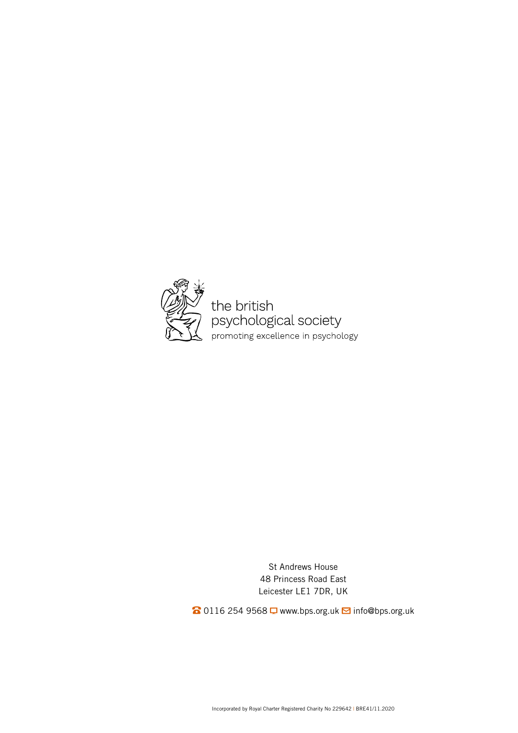the british psychological society
promoting excellence in psychology

St Andrews House
48 Princess Road East
Leicester LE1 7DR, UK

0116 254 9568 www.bps.org.uk info@bps.org.uk

Incorporated by Royal Charter Registered Charity No 229642 | BRE41/11.2020